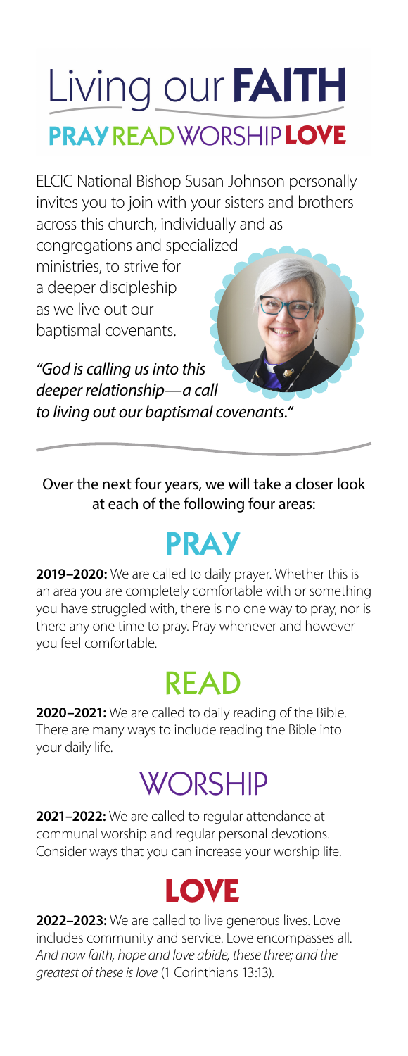# Living our FAITH

## PRAY READ WORSHIP LOVE

ELCIC National Bishop Susan Johnson personally invites you to join with your sisters and brothers across this church, individually and as congregations and specialized ministries, to strive for a deeper discipleship as we live out our baptismal covenants.

*"God is calling us into this deeper relationship—a call to living out our baptismal covenants."*

Over the next four years, we will take a closer look at each of the following four areas:

## PRAY

**2019–2020:** We are called to daily prayer. Whether this is an area you are completely comfortable with or something you have struggled with, there is no one way to pray, nor is there any one time to pray. Pray whenever and however you feel comfortable.

## READ

**2020–2021:** We are called to daily reading of the Bible. There are many ways to include reading the Bible into your daily life.

## WORSHIP

**2021–2022:** We are called to regular attendance at communal worship and regular personal devotions. Consider ways that you can increase your worship life.

## LOVE

**2022–2023:** We are called to live generous lives. Love includes community and service. Love encompasses all. *And now faith, hope and love abide, these three; and the greatest of these is love* (1 Corinthians 13:13).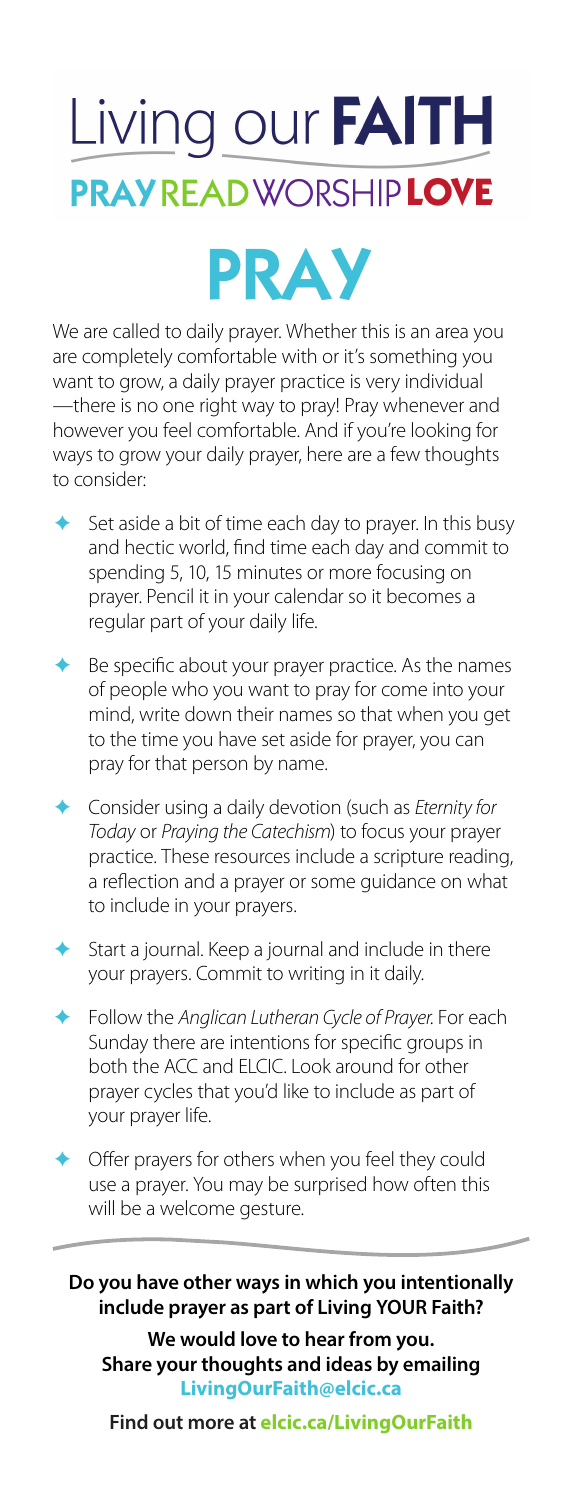# Living our FAITH

**PRAY READ WORSHIP LOVE**

## PRAY

We are called to daily prayer. Whether this is an area you are completely comfortable with or it's something you want to grow, a daily prayer practice is very individual—there is no one right way to pray! Pray whenever and however you feel comfortable. And if you're looking for ways to grow your daily prayer, here are a few thoughts to consider:

- Set aside a bit of time each day to prayer. In this busy and hectic world, find time each day and commit to spending 5, 10, 15 minutes or more focusing on prayer. Pencil it in your calendar so it becomes a regular part of your daily life.
- Be specific about your prayer practice. As the names of people who you want to pray for come into your mind, write down their names so that when you get to the time you have set aside for prayer, you can pray for that person by name.
- Consider using a daily devotion (such as *Eternity for Today* or *Praying the Catechism*) to focus your prayer practice. These resources include a scripture reading, a reflection and a prayer or some guidance on what to include in your prayers.
- Start a journal. Keep a journal and include in there your prayers. Commit to writing in it daily.
- Follow the *Anglican Lutheran Cycle of Prayer.* For each Sunday there are intentions for specific groups in both the ACC and ELCIC. Look around for other prayer cycles that you'd like to include as part of your prayer life.
- Offer prayers for others when you feel they could use a prayer. You may be surprised how often this will be a welcome gesture.

**Do you have other ways in which you intentionally include prayer as part of Living YOUR Faith?**

**We would love to hear from you. Share your thoughts and ideas by emailing LivingOurFaith@elcic.ca**

**Find out more at elcic.ca/LivingOurFaith**